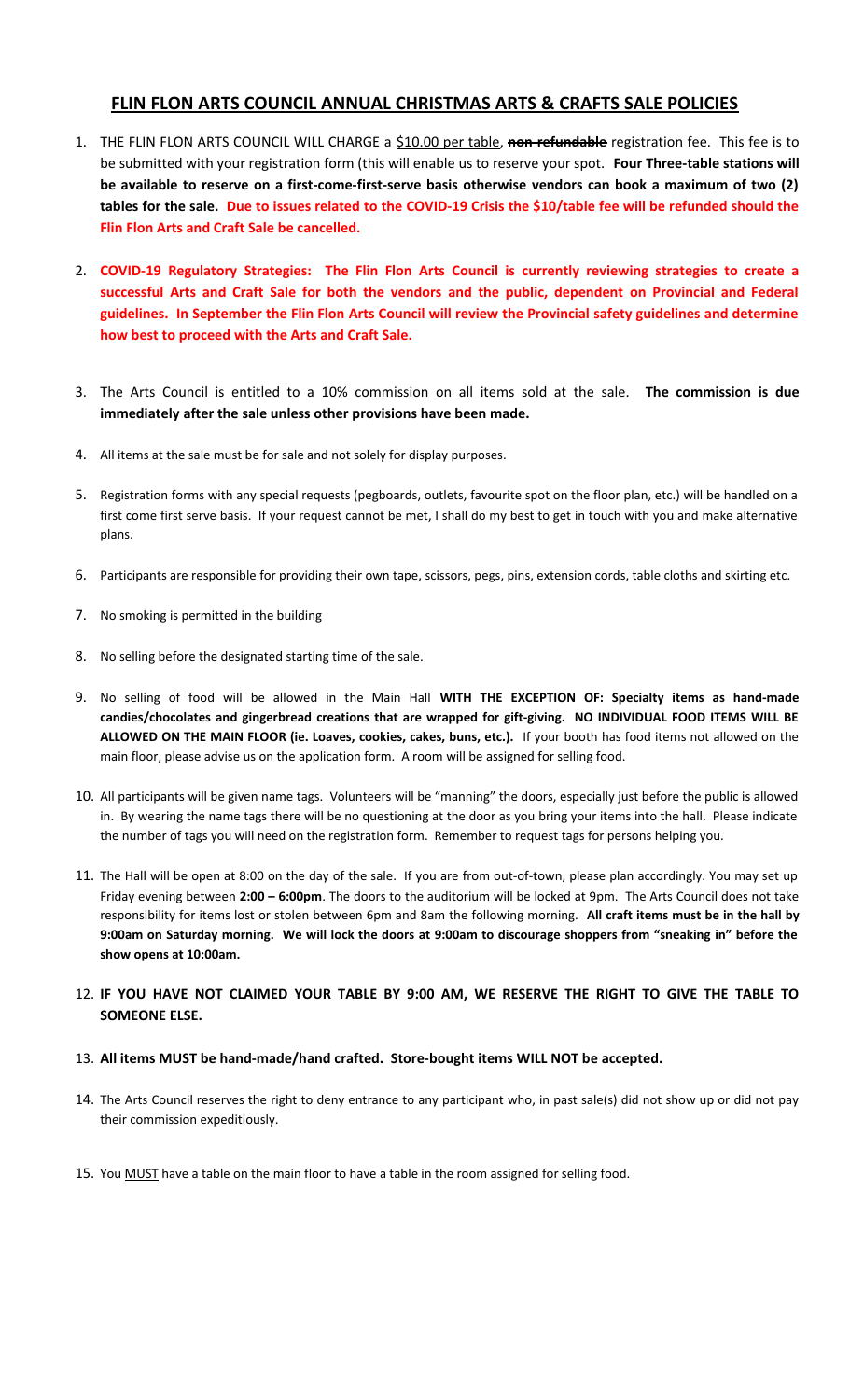# FLIN FLON ARTS COUNCIL ANNUAL CHRISTMAS ARTS & CRAFTS SALE POLICIES

1. THE FLIN FLON ARTS COUNCIL WILL CHARGE a $10.00 per table, ~~**non refundable**~~ registration fee. This fee is to be submitted with your registration form (this will enable us to reserve your spot. **Four Three-table stations will be available to reserve on a first-come-first-serve basis otherwise vendors can book a maximum of two (2) tables for the sale. Due to issues related to the COVID-19 Crisis the $10/table fee will be refunded should the Flin Flon Arts and Craft Sale be cancelled.**

2. **COVID-19 Regulatory Strategies: The Flin Flon Arts Council is currently reviewing strategies to create a successful Arts and Craft Sale for both the vendors and the public, dependent on Provincial and Federal guidelines. In September the Flin Flon Arts Council will review the Provincial safety guidelines and determine how best to proceed with the Arts and Craft Sale.**

3. The Arts Council is entitled to a 10% commission on all items sold at the sale. **The commission is due immediately after the sale unless other provisions have been made.**

4. All items at the sale must be for sale and not solely for display purposes.

5. Registration forms with any special requests (pegboards, outlets, favourite spot on the floor plan, etc.) will be handled on a first come first serve basis. If your request cannot be met, I shall do my best to get in touch with you and make alternative plans.

6. Participants are responsible for providing their own tape, scissors, pegs, pins, extension cords, table cloths and skirting etc.

7. No smoking is permitted in the building

8. No selling before the designated starting time of the sale.

9. No selling of food will be allowed in the Main Hall **WITH THE EXCEPTION OF: Specialty items as hand-made candies/chocolates and gingerbread creations that are wrapped for gift-giving. NO INDIVIDUAL FOOD ITEMS WILL BE ALLOWED ON THE MAIN FLOOR (ie. Loaves, cookies, cakes, buns, etc.).** If your booth has food items not allowed on the main floor, please advise us on the application form. A room will be assigned for selling food.

10. All participants will be given name tags. Volunteers will be "manning" the doors, especially just before the public is allowed in. By wearing the name tags there will be no questioning at the door as you bring your items into the hall. Please indicate the number of tags you will need on the registration form. Remember to request tags for persons helping you.

11. The Hall will be open at 8:00 on the day of the sale. If you are from out-of-town, please plan accordingly. You may set up Friday evening between **2:00 – 6:00pm**. The doors to the auditorium will be locked at 9pm. The Arts Council does not take responsibility for items lost or stolen between 6pm and 8am the following morning. **All craft items must be in the hall by 9:00am on Saturday morning. We will lock the doors at 9:00am to discourage shoppers from "sneaking in" before the show opens at 10:00am.**

12. **IF YOU HAVE NOT CLAIMED YOUR TABLE BY 9:00 AM, WE RESERVE THE RIGHT TO GIVE THE TABLE TO SOMEONE ELSE.**

13. **All items MUST be hand-made/hand crafted. Store-bought items WILL NOT be accepted.**

14. The Arts Council reserves the right to deny entrance to any participant who, in past sale(s) did not show up or did not pay their commission expeditiously.

15. You MUST have a table on the main floor to have a table in the room assigned for selling food.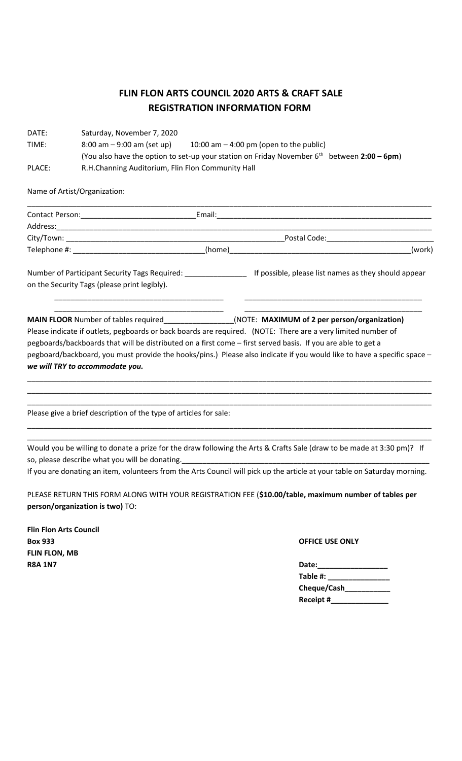# FLIN FLON ARTS COUNCIL 2020 ARTS & CRAFT SALE
## REGISTRATION INFORMATION FORM

DATE: Saturday, November 7, 2020

TIME: 8:00 am – 9:00 am (set up) 10:00 am – 4:00 pm (open to the public)

(You also have the option to set-up your station on Friday November 6th between **2:00 – 6pm**)

PLACE: R.H.Channing Auditorium, Flin Flon Community Hall

Name of Artist/Organization:

_______________________________________________

Contact Person:___________________________Email:___________________________________________________

Address:____________________________________________________________________________________

City/Town: _____________________________________________Postal Code:_________________________

Telephone #: _____________________________(home)_________________________________________(work)

Number of Participant Security Tags Required: _______________ If possible, please list names as they should appear on the Security Tags (please print legibly).

_______________________________________ _______________________________________

_______________________________________ _______________________________________

**MAIN FLOOR** Number of tables required________________(NOTE: **MAXIMUM of 2 per person/organization)**

Please indicate if outlets, pegboards or back boards are required. (NOTE: There are a very limited number of pegboards/backboards that will be distributed on a first come – first served basis. If you are able to get a pegboard/backboard, you must provide the hooks/pins.) Please also indicate if you would like to have a specific space – ***we will TRY to accommodate you.***

_______________________________________________________________________________________________

_______________________________________________________________________________________________

_______________________________________________________________________________________________

Please give a brief description of the type of articles for sale:

_______________________________________________________________________________________________

_______________________________________________________________________________________________

Would you be willing to donate a prize for the draw following the Arts & Crafts Sale (draw to be made at 3:30 pm)? If so, please describe what you will be donating.____________________________________________________________

If you are donating an item, volunteers from the Arts Council will pick up the article at your table on Saturday morning.

PLEASE RETURN THIS FORM ALONG WITH YOUR REGISTRATION FEE (**$10.00/table, maximum number of tables per person/organization is two)** TO:

**Flin Flon Arts Council**
**Box 933**
**FLIN FLON, MB**
**R8A 1N7**

**OFFICE USE ONLY**

**Date:_________________**
**Table #: _______________**
**Cheque/Cash___________**
**Receipt #______________**